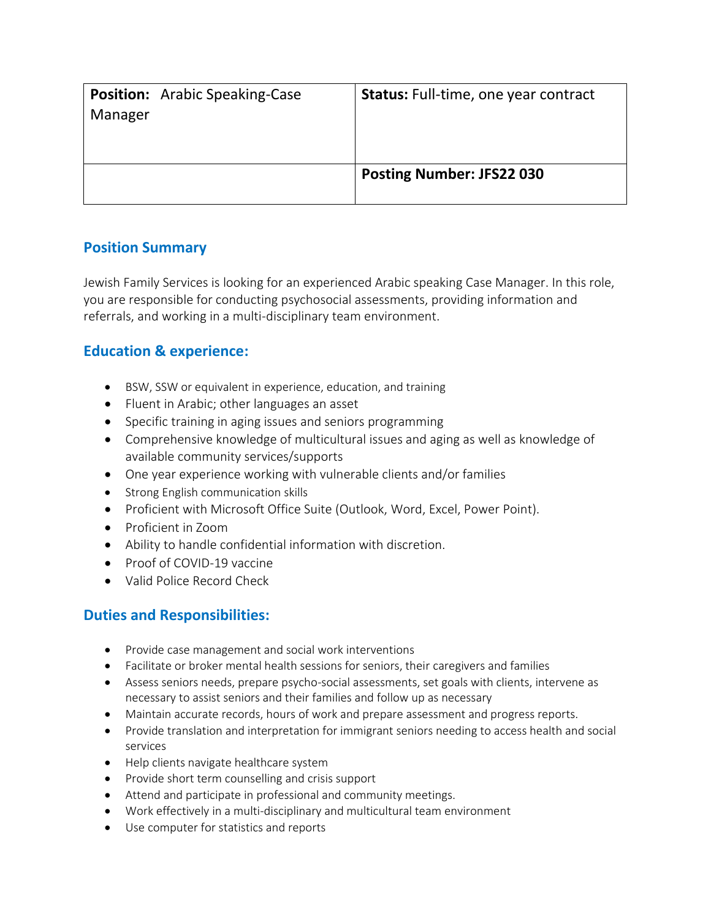| **Position:** Arabic Speaking-Case Manager | **Status:** Full-time, one year contract |
| --- | --- |
| | **Posting Number: JFS22 030** |

## Position Summary

Jewish Family Services is looking for an experienced Arabic speaking Case Manager. In this role, you are responsible for conducting psychosocial assessments, providing information and referrals, and working in a multi-disciplinary team environment.

## Education & experience:

- BSW, SSW or equivalent in experience, education, and training
- Fluent in Arabic; other languages an asset
- Specific training in aging issues and seniors programming
- Comprehensive knowledge of multicultural issues and aging as well as knowledge of available community services/supports
- One year experience working with vulnerable clients and/or families
- Strong English communication skills
- Proficient with Microsoft Office Suite (Outlook, Word, Excel, Power Point).
- Proficient in Zoom
- Ability to handle confidential information with discretion.
- Proof of COVID-19 vaccine
- Valid Police Record Check

## Duties and Responsibilities:

- Provide case management and social work interventions
- Facilitate or broker mental health sessions for seniors, their caregivers and families
- Assess seniors needs, prepare psycho-social assessments, set goals with clients, intervene as necessary to assist seniors and their families and follow up as necessary
- Maintain accurate records, hours of work and prepare assessment and progress reports.
- Provide translation and interpretation for immigrant seniors needing to access health and social services
- Help clients navigate healthcare system
- Provide short term counselling and crisis support
- Attend and participate in professional and community meetings.
- Work effectively in a multi-disciplinary and multicultural team environment
- Use computer for statistics and reports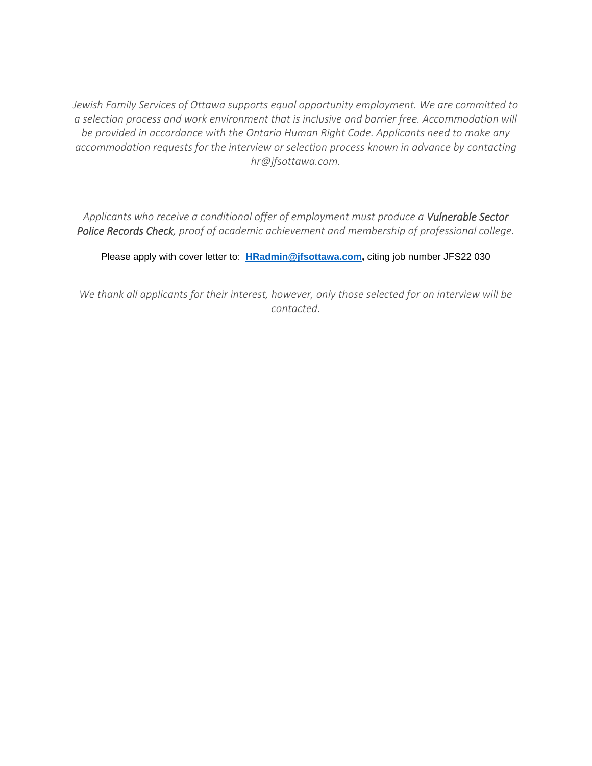*Jewish Family Services of Ottawa supports equal opportunity employment. We are committed to a selection process and work environment that is inclusive and barrier free. Accommodation will be provided in accordance with the Ontario Human Right Code. Applicants need to make any accommodation requests for the interview or selection process known in advance by contacting hr@jfsottawa.com.*

*Applicants who receive a conditional offer of employment must produce a **Vulnerable Sector Police Records Check**, proof of academic achievement and membership of professional college.*

Please apply with cover letter to: **HRadmin@jfsottawa.com,** citing job number JFS22 030

*We thank all applicants for their interest, however, only those selected for an interview will be contacted.*